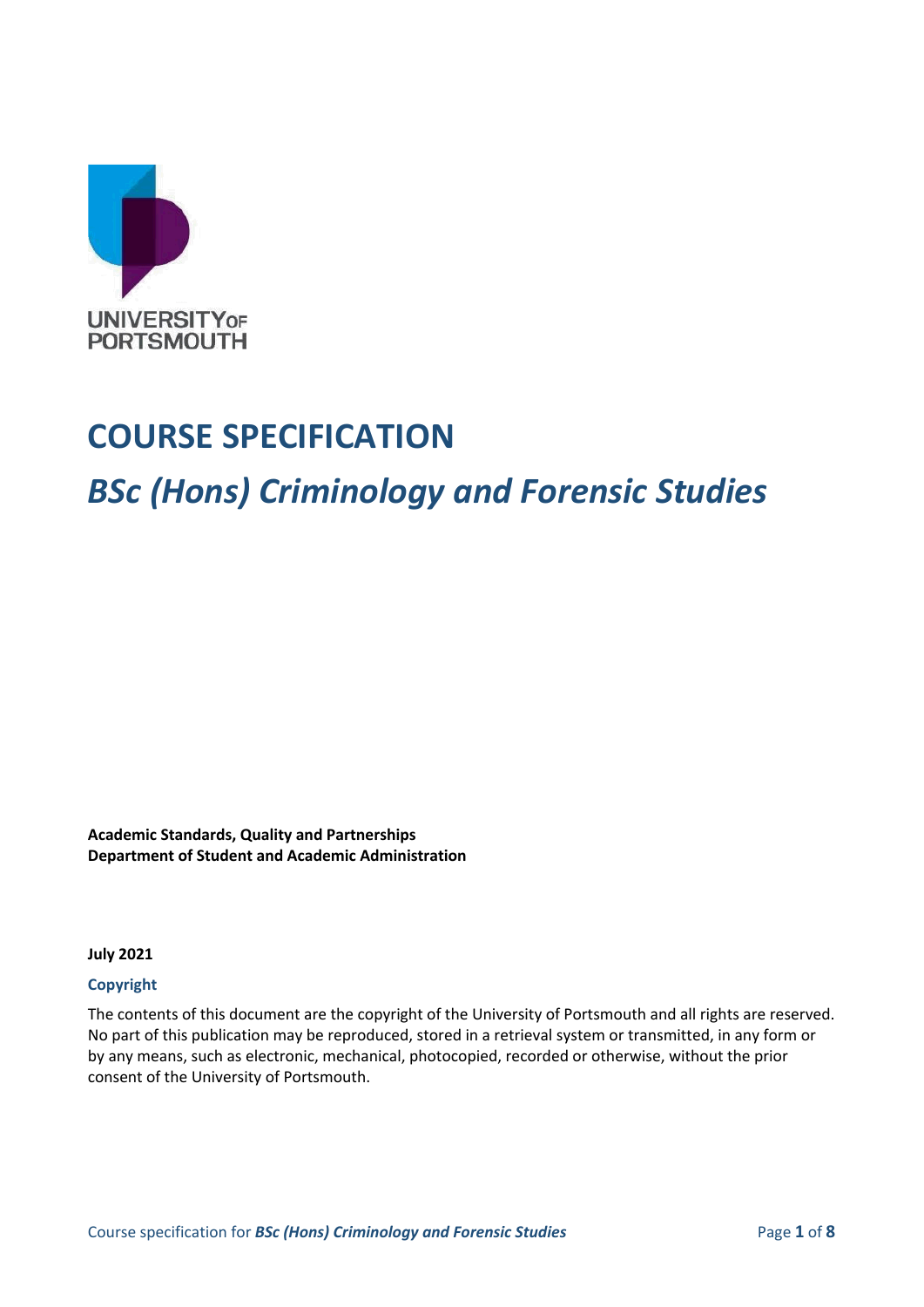# COURSE SPECIFICATION

## *BSc (Hons) Criminology and Forensic Studies*

**Academic Standards, Quality and Partnerships**
**Department of Student and Academic Administration**

**July 2021**

**Copyright**

The contents of this document are the copyright of the University of Portsmouth and all rights are reserved. No part of this publication may be reproduced, stored in a retrieval system or transmitted, in any form or by any means, such as electronic, mechanical, photocopied, recorded or otherwise, without the prior consent of the University of Portsmouth.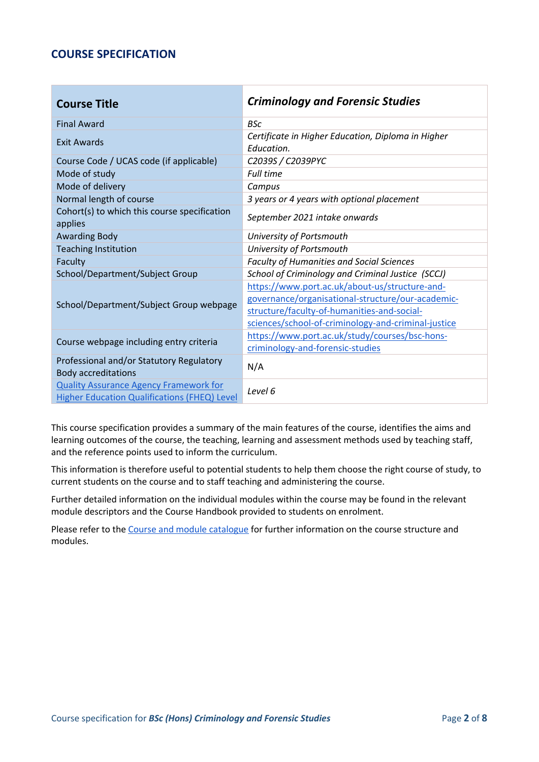## COURSE SPECIFICATION

| Course Title | *Criminology and Forensic Studies* |
|---|---|
| Final Award | *BSc* |
| Exit Awards | *Certificate in Higher Education, Diploma in Higher Education.* |
| Course Code / UCAS code (if applicable) | *C2039S / C2039PYC* |
| Mode of study | *Full time* |
| Mode of delivery | *Campus* |
| Normal length of course | *3 years or 4 years with optional placement* |
| Cohort(s) to which this course specification applies | *September 2021 intake onwards* |
| Awarding Body | *University of Portsmouth* |
| Teaching Institution | *University of Portsmouth* |
| Faculty | *Faculty of Humanities and Social Sciences* |
| School/Department/Subject Group | *School of Criminology and Criminal Justice (SCCJ)* |
| School/Department/Subject Group webpage | https://www.port.ac.uk/about-us/structure-and-governance/organisational-structure/our-academic-structure/faculty-of-humanities-and-social-sciences/school-of-criminology-and-criminal-justice |
| Course webpage including entry criteria | https://www.port.ac.uk/study/courses/bsc-hons-criminology-and-forensic-studies |
| Professional and/or Statutory Regulatory Body accreditations | N/A |
| Quality Assurance Agency Framework for Higher Education Qualifications (FHEQ) Level | *Level 6* |

This course specification provides a summary of the main features of the course, identifies the aims and learning outcomes of the course, the teaching, learning and assessment methods used by teaching staff, and the reference points used to inform the curriculum.

This information is therefore useful to potential students to help them choose the right course of study, to current students on the course and to staff teaching and administering the course.

Further detailed information on the individual modules within the course may be found in the relevant module descriptors and the Course Handbook provided to students on enrolment.

Please refer to the Course and module catalogue for further information on the course structure and modules.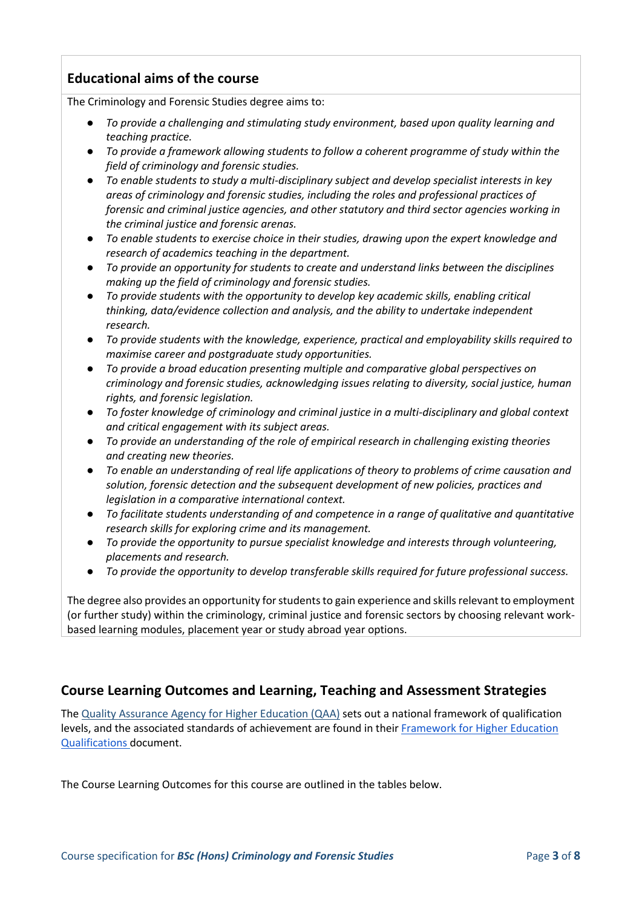## Educational aims of the course

The Criminology and Forensic Studies degree aims to:

- *To provide a challenging and stimulating study environment, based upon quality learning and teaching practice.*
- *To provide a framework allowing students to follow a coherent programme of study within the field of criminology and forensic studies.*
- *To enable students to study a multi-disciplinary subject and develop specialist interests in key areas of criminology and forensic studies, including the roles and professional practices of forensic and criminal justice agencies, and other statutory and third sector agencies working in the criminal justice and forensic arenas.*
- *To enable students to exercise choice in their studies, drawing upon the expert knowledge and research of academics teaching in the department.*
- *To provide an opportunity for students to create and understand links between the disciplines making up the field of criminology and forensic studies.*
- *To provide students with the opportunity to develop key academic skills, enabling critical thinking, data/evidence collection and analysis, and the ability to undertake independent research.*
- *To provide students with the knowledge, experience, practical and employability skills required to maximise career and postgraduate study opportunities.*
- *To provide a broad education presenting multiple and comparative global perspectives on criminology and forensic studies, acknowledging issues relating to diversity, social justice, human rights, and forensic legislation.*
- *To foster knowledge of criminology and criminal justice in a multi-disciplinary and global context and critical engagement with its subject areas.*
- *To provide an understanding of the role of empirical research in challenging existing theories and creating new theories.*
- *To enable an understanding of real life applications of theory to problems of crime causation and solution, forensic detection and the subsequent development of new policies, practices and legislation in a comparative international context.*
- *To facilitate students understanding of and competence in a range of qualitative and quantitative research skills for exploring crime and its management.*
- *To provide the opportunity to pursue specialist knowledge and interests through volunteering, placements and research.*
- *To provide the opportunity to develop transferable skills required for future professional success.*

The degree also provides an opportunity for students to gain experience and skills relevant to employment (or further study) within the criminology, criminal justice and forensic sectors by choosing relevant work-based learning modules, placement year or study abroad year options.

## Course Learning Outcomes and Learning, Teaching and Assessment Strategies

The Quality Assurance Agency for Higher Education (QAA) sets out a national framework of qualification levels, and the associated standards of achievement are found in their Framework for Higher Education Qualifications document.

The Course Learning Outcomes for this course are outlined in the tables below.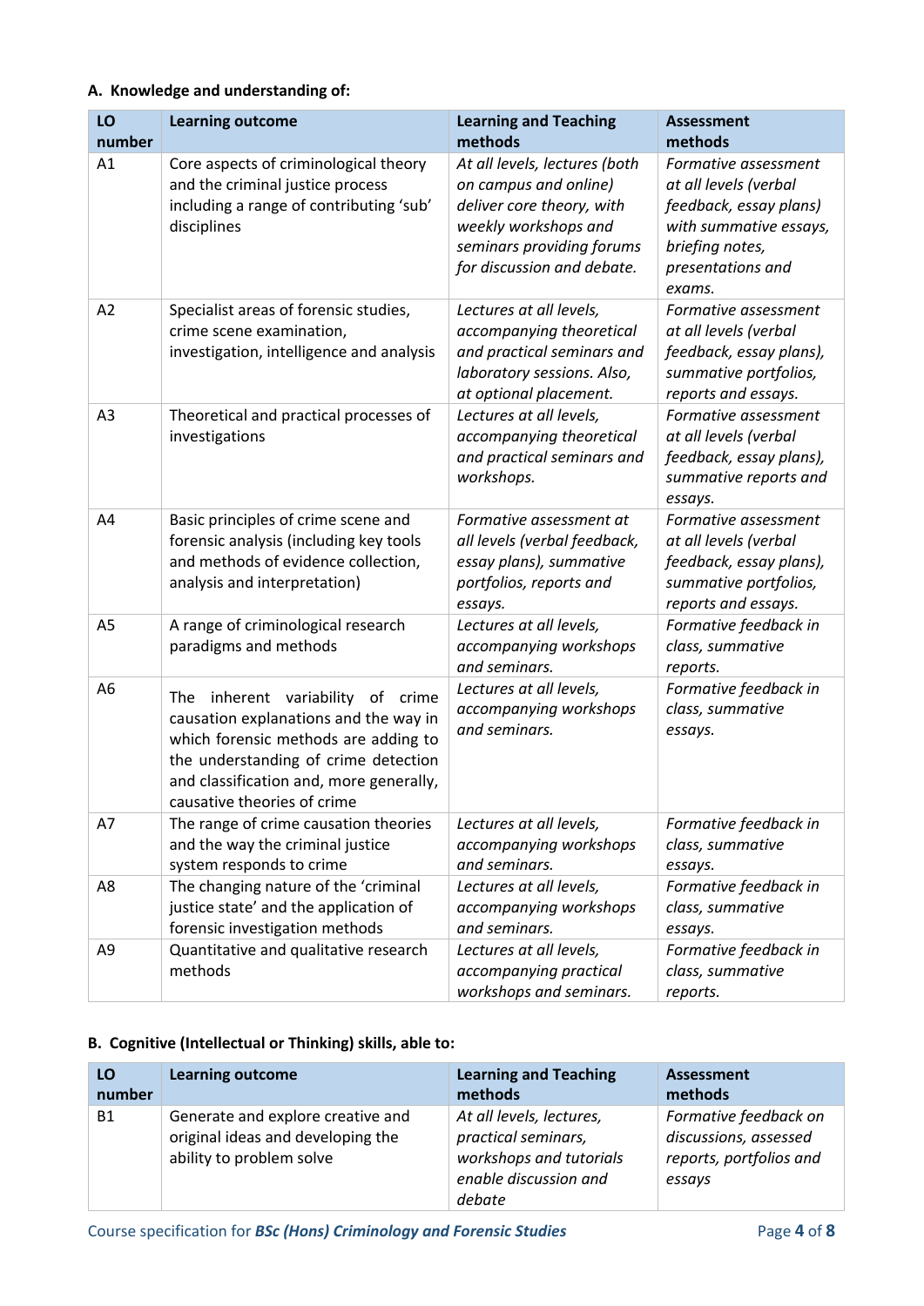### A. Knowledge and understanding of:

| LO number | Learning outcome | Learning and Teaching methods | Assessment methods |
|---|---|---|---|
| A1 | Core aspects of criminological theory and the criminal justice process including a range of contributing 'sub' disciplines | *At all levels, lectures (both on campus and online) deliver core theory, with weekly workshops and seminars providing forums for discussion and debate.* | *Formative assessment at all levels (verbal feedback, essay plans) with summative essays, briefing notes, presentations and exams.* |
| A2 | Specialist areas of forensic studies, crime scene examination, investigation, intelligence and analysis | *Lectures at all levels, accompanying theoretical and practical seminars and laboratory sessions. Also, at optional placement.* | *Formative assessment at all levels (verbal feedback, essay plans), summative portfolios, reports and essays.* |
| A3 | Theoretical and practical processes of investigations | *Lectures at all levels, accompanying theoretical and practical seminars and workshops.* | *Formative assessment at all levels (verbal feedback, essay plans), summative reports and essays.* |
| A4 | Basic principles of crime scene and forensic analysis (including key tools and methods of evidence collection, analysis and interpretation) | *Formative assessment at all levels (verbal feedback, essay plans), summative portfolios, reports and essays.* | *Formative assessment at all levels (verbal feedback, essay plans), summative portfolios, reports and essays.* |
| A5 | A range of criminological research paradigms and methods | *Lectures at all levels, accompanying workshops and seminars.* | *Formative feedback in class, summative reports.* |
| A6 | The inherent variability of crime causation explanations and the way in which forensic methods are adding to the understanding of crime detection and classification and, more generally, causative theories of crime | *Lectures at all levels, accompanying workshops and seminars.* | *Formative feedback in class, summative essays.* |
| A7 | The range of crime causation theories and the way the criminal justice system responds to crime | *Lectures at all levels, accompanying workshops and seminars.* | *Formative feedback in class, summative essays.* |
| A8 | The changing nature of the 'criminal justice state' and the application of forensic investigation methods | *Lectures at all levels, accompanying workshops and seminars.* | *Formative feedback in class, summative essays.* |
| A9 | Quantitative and qualitative research methods | *Lectures at all levels, accompanying practical workshops and seminars.* | *Formative feedback in class, summative reports.* |

### B. Cognitive (Intellectual or Thinking) skills, able to:

| LO number | Learning outcome | Learning and Teaching methods | Assessment methods |
|---|---|---|---|
| B1 | Generate and explore creative and original ideas and developing the ability to problem solve | *At all levels, lectures, practical seminars, workshops and tutorials enable discussion and debate* | *Formative feedback on discussions, assessed reports, portfolios and essays* |

Course specification for ***BSc (Hons) Criminology and Forensic Studies***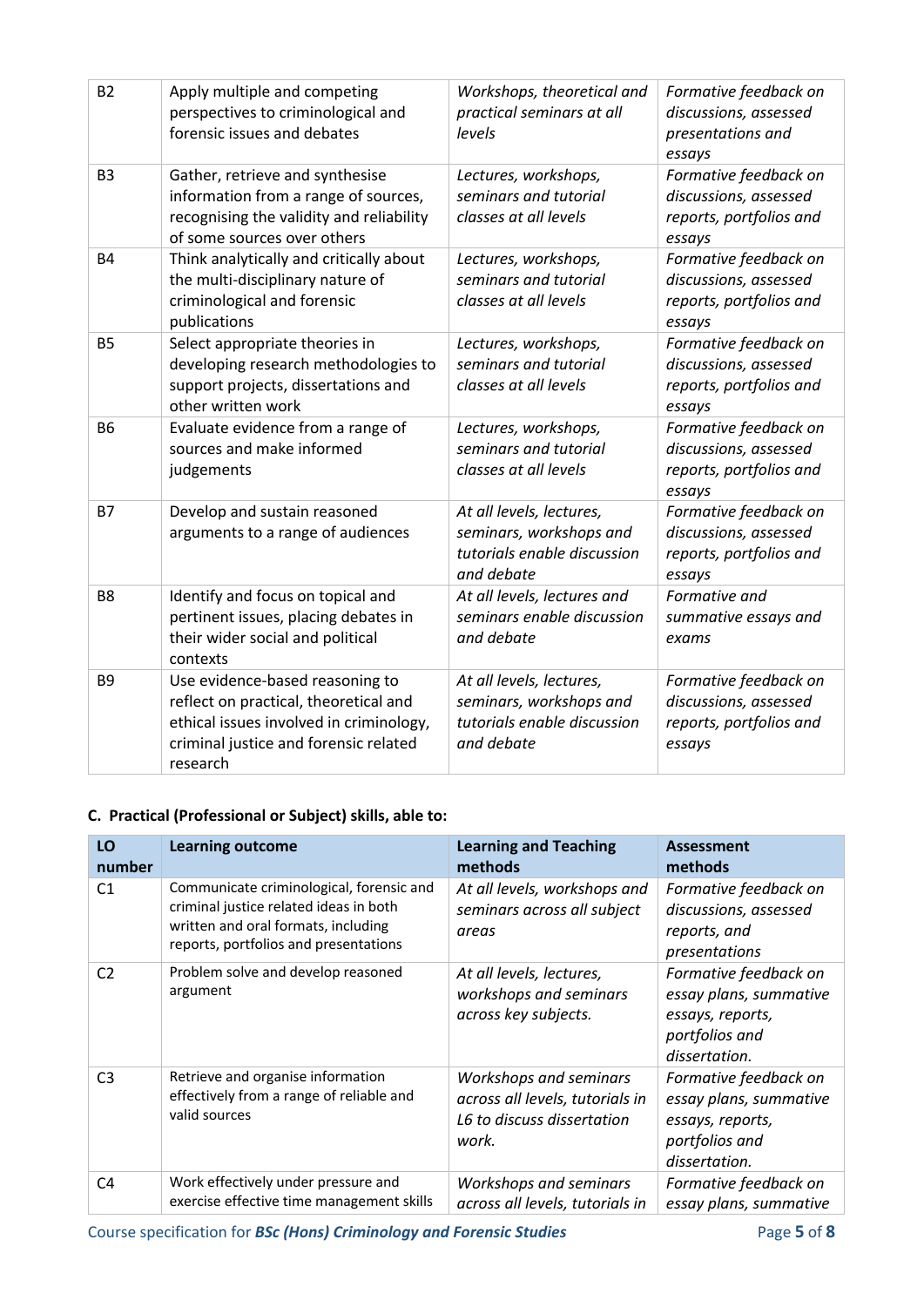| | | | |
|---|---|---|---|
| B2 | Apply multiple and competing perspectives to criminological and forensic issues and debates | *Workshops, theoretical and practical seminars at all levels* | *Formative feedback on discussions, assessed presentations and essays* |
| B3 | Gather, retrieve and synthesise information from a range of sources, recognising the validity and reliability of some sources over others | *Lectures, workshops, seminars and tutorial classes at all levels* | *Formative feedback on discussions, assessed reports, portfolios and essays* |
| B4 | Think analytically and critically about the multi-disciplinary nature of criminological and forensic publications | *Lectures, workshops, seminars and tutorial classes at all levels* | *Formative feedback on discussions, assessed reports, portfolios and essays* |
| B5 | Select appropriate theories in developing research methodologies to support projects, dissertations and other written work | *Lectures, workshops, seminars and tutorial classes at all levels* | *Formative feedback on discussions, assessed reports, portfolios and essays* |
| B6 | Evaluate evidence from a range of sources and make informed judgements | *Lectures, workshops, seminars and tutorial classes at all levels* | *Formative feedback on discussions, assessed reports, portfolios and essays* |
| B7 | Develop and sustain reasoned arguments to a range of audiences | *At all levels, lectures, seminars, workshops and tutorials enable discussion and debate* | *Formative feedback on discussions, assessed reports, portfolios and essays* |
| B8 | Identify and focus on topical and pertinent issues, placing debates in their wider social and political contexts | *At all levels, lectures and seminars enable discussion and debate* | *Formative and summative essays and exams* |
| B9 | Use evidence-based reasoning to reflect on practical, theoretical and ethical issues involved in criminology, criminal justice and forensic related research | *At all levels, lectures, seminars, workshops and tutorials enable discussion and debate* | *Formative feedback on discussions, assessed reports, portfolios and essays* |

### C. Practical (Professional or Subject) skills, able to:

| LO number | Learning outcome | Learning and Teaching methods | Assessment methods |
|---|---|---|---|
| C1 | Communicate criminological, forensic and criminal justice related ideas in both written and oral formats, including reports, portfolios and presentations | *At all levels, workshops and seminars across all subject areas* | *Formative feedback on discussions, assessed reports, and presentations* |
| C2 | Problem solve and develop reasoned argument | *At all levels, lectures, workshops and seminars across key subjects.* | *Formative feedback on essay plans, summative essays, reports, portfolios and dissertation.* |
| C3 | Retrieve and organise information effectively from a range of reliable and valid sources | *Workshops and seminars across all levels, tutorials in L6 to discuss dissertation work.* | *Formative feedback on essay plans, summative essays, reports, portfolios and dissertation.* |
| C4 | Work effectively under pressure and exercise effective time management skills | *Workshops and seminars across all levels, tutorials in* | *Formative feedback on essay plans, summative* |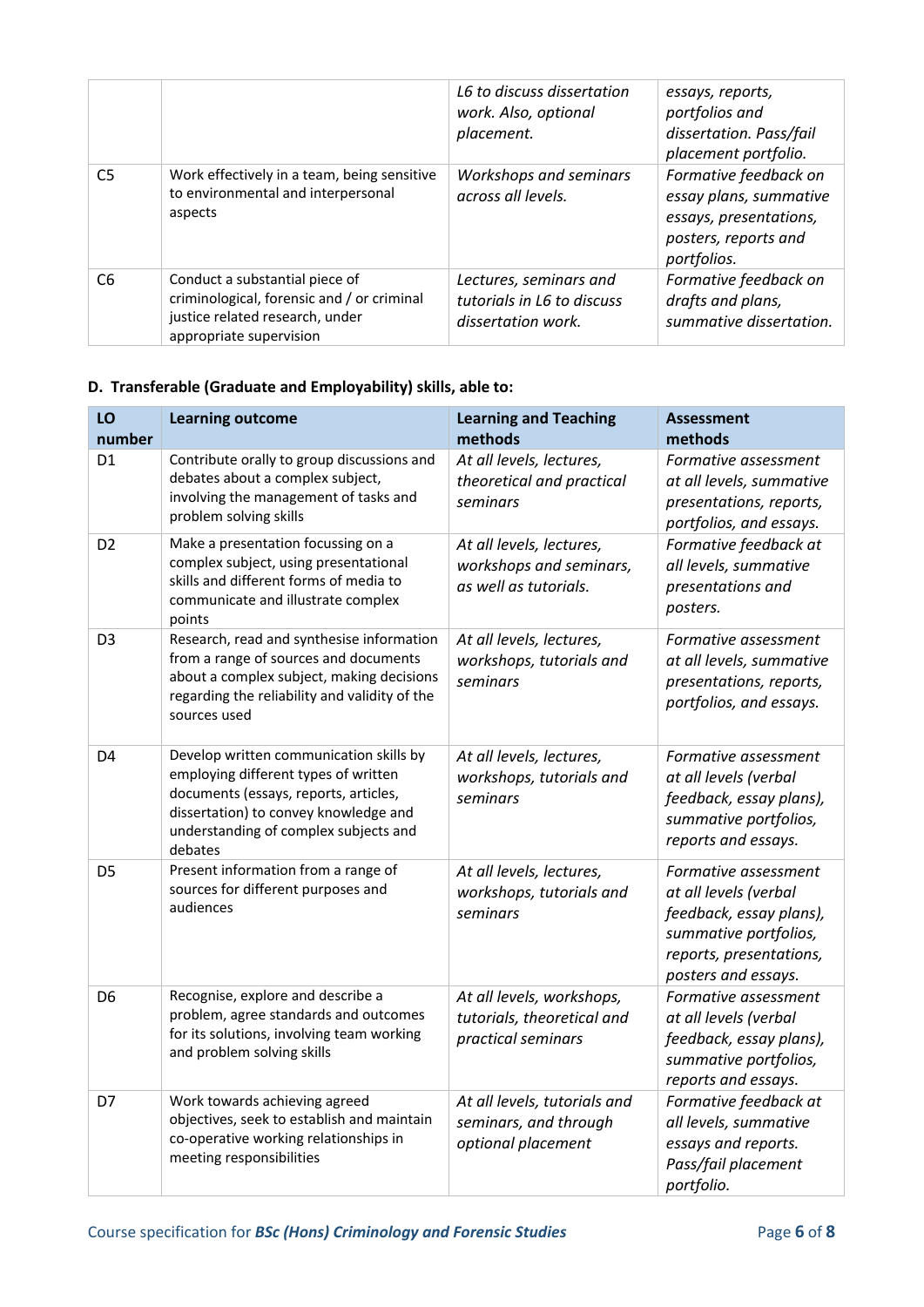| | | | |
|---|---|---|---|
| | | *L6 to discuss dissertation work. Also, optional placement.* | *essays, reports, portfolios and dissertation. Pass/fail placement portfolio.* |
| C5 | Work effectively in a team, being sensitive to environmental and interpersonal aspects | *Workshops and seminars across all levels.* | *Formative feedback on essay plans, summative essays, presentations, posters, reports and portfolios.* |
| C6 | Conduct a substantial piece of criminological, forensic and / or criminal justice related research, under appropriate supervision | *Lectures, seminars and tutorials in L6 to discuss dissertation work.* | *Formative feedback on drafts and plans, summative dissertation.* |

**D. Transferable (Graduate and Employability) skills, able to:**

| LO number | Learning outcome | Learning and Teaching methods | Assessment methods |
|---|---|---|---|
| D1 | Contribute orally to group discussions and debates about a complex subject, involving the management of tasks and problem solving skills | *At all levels, lectures, theoretical and practical seminars* | *Formative assessment at all levels, summative presentations, reports, portfolios, and essays.* |
| D2 | Make a presentation focussing on a complex subject, using presentational skills and different forms of media to communicate and illustrate complex points | *At all levels, lectures, workshops and seminars, as well as tutorials.* | *Formative feedback at all levels, summative presentations and posters.* |
| D3 | Research, read and synthesise information from a range of sources and documents about a complex subject, making decisions regarding the reliability and validity of the sources used | *At all levels, lectures, workshops, tutorials and seminars* | *Formative assessment at all levels, summative presentations, reports, portfolios, and essays.* |
| D4 | Develop written communication skills by employing different types of written documents (essays, reports, articles, dissertation) to convey knowledge and understanding of complex subjects and debates | *At all levels, lectures, workshops, tutorials and seminars* | *Formative assessment at all levels (verbal feedback, essay plans), summative portfolios, reports and essays.* |
| D5 | Present information from a range of sources for different purposes and audiences | *At all levels, lectures, workshops, tutorials and seminars* | *Formative assessment at all levels (verbal feedback, essay plans), summative portfolios, reports, presentations, posters and essays.* |
| D6 | Recognise, explore and describe a problem, agree standards and outcomes for its solutions, involving team working and problem solving skills | *At all levels, workshops, tutorials, theoretical and practical seminars* | *Formative assessment at all levels (verbal feedback, essay plans), summative portfolios, reports and essays.* |
| D7 | Work towards achieving agreed objectives, seek to establish and maintain co-operative working relationships in meeting responsibilities | *At all levels, tutorials and seminars, and through optional placement* | *Formative feedback at all levels, summative essays and reports. Pass/fail placement portfolio.* |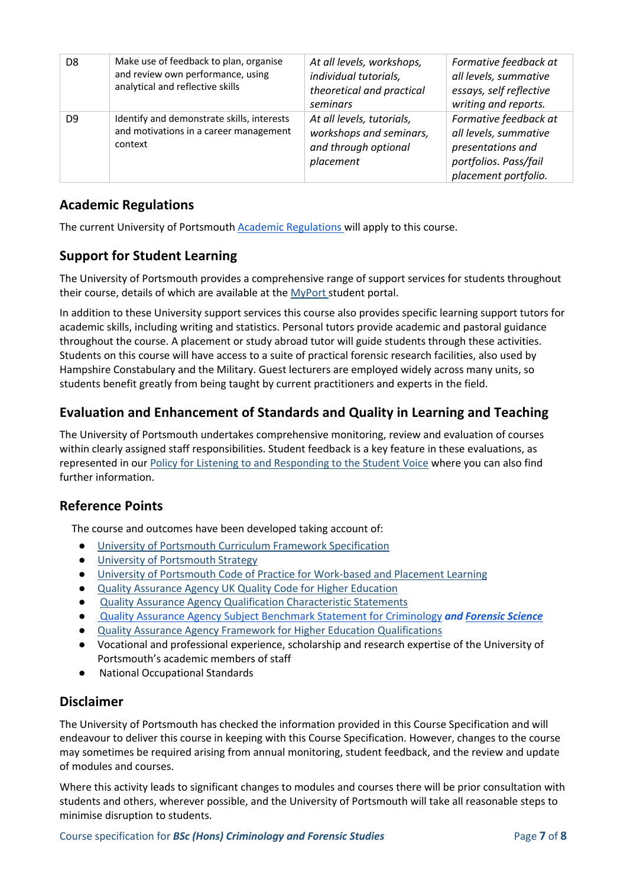| | | | |
|---|---|---|---|
| D8 | Make use of feedback to plan, organise and review own performance, using analytical and reflective skills | *At all levels, workshops, individual tutorials, theoretical and practical seminars* | *Formative feedback at all levels, summative essays, self reflective writing and reports.* |
| D9 | Identify and demonstrate skills, interests and motivations in a career management context | *At all levels, tutorials, workshops and seminars, and through optional placement* | *Formative feedback at all levels, summative presentations and portfolios. Pass/fail placement portfolio.* |

## Academic Regulations

The current University of Portsmouth Academic Regulations will apply to this course.

## Support for Student Learning

The University of Portsmouth provides a comprehensive range of support services for students throughout their course, details of which are available at the MyPort student portal.

In addition to these University support services this course also provides specific learning support tutors for academic skills, including writing and statistics. Personal tutors provide academic and pastoral guidance throughout the course. A placement or study abroad tutor will guide students through these activities. Students on this course will have access to a suite of practical forensic research facilities, also used by Hampshire Constabulary and the Military. Guest lecturers are employed widely across many units, so students benefit greatly from being taught by current practitioners and experts in the field.

## Evaluation and Enhancement of Standards and Quality in Learning and Teaching

The University of Portsmouth undertakes comprehensive monitoring, review and evaluation of courses within clearly assigned staff responsibilities. Student feedback is a key feature in these evaluations, as represented in our Policy for Listening to and Responding to the Student Voice where you can also find further information.

## Reference Points

The course and outcomes have been developed taking account of:

- University of Portsmouth Curriculum Framework Specification
- University of Portsmouth Strategy
- University of Portsmouth Code of Practice for Work-based and Placement Learning
- Quality Assurance Agency UK Quality Code for Higher Education
- Quality Assurance Agency Qualification Characteristic Statements
- Quality Assurance Agency Subject Benchmark Statement for Criminology ***and Forensic Science***
- Quality Assurance Agency Framework for Higher Education Qualifications
- Vocational and professional experience, scholarship and research expertise of the University of Portsmouth's academic members of staff
- National Occupational Standards

## Disclaimer

The University of Portsmouth has checked the information provided in this Course Specification and will endeavour to deliver this course in keeping with this Course Specification. However, changes to the course may sometimes be required arising from annual monitoring, student feedback, and the review and update of modules and courses.

Where this activity leads to significant changes to modules and courses there will be prior consultation with students and others, wherever possible, and the University of Portsmouth will take all reasonable steps to minimise disruption to students.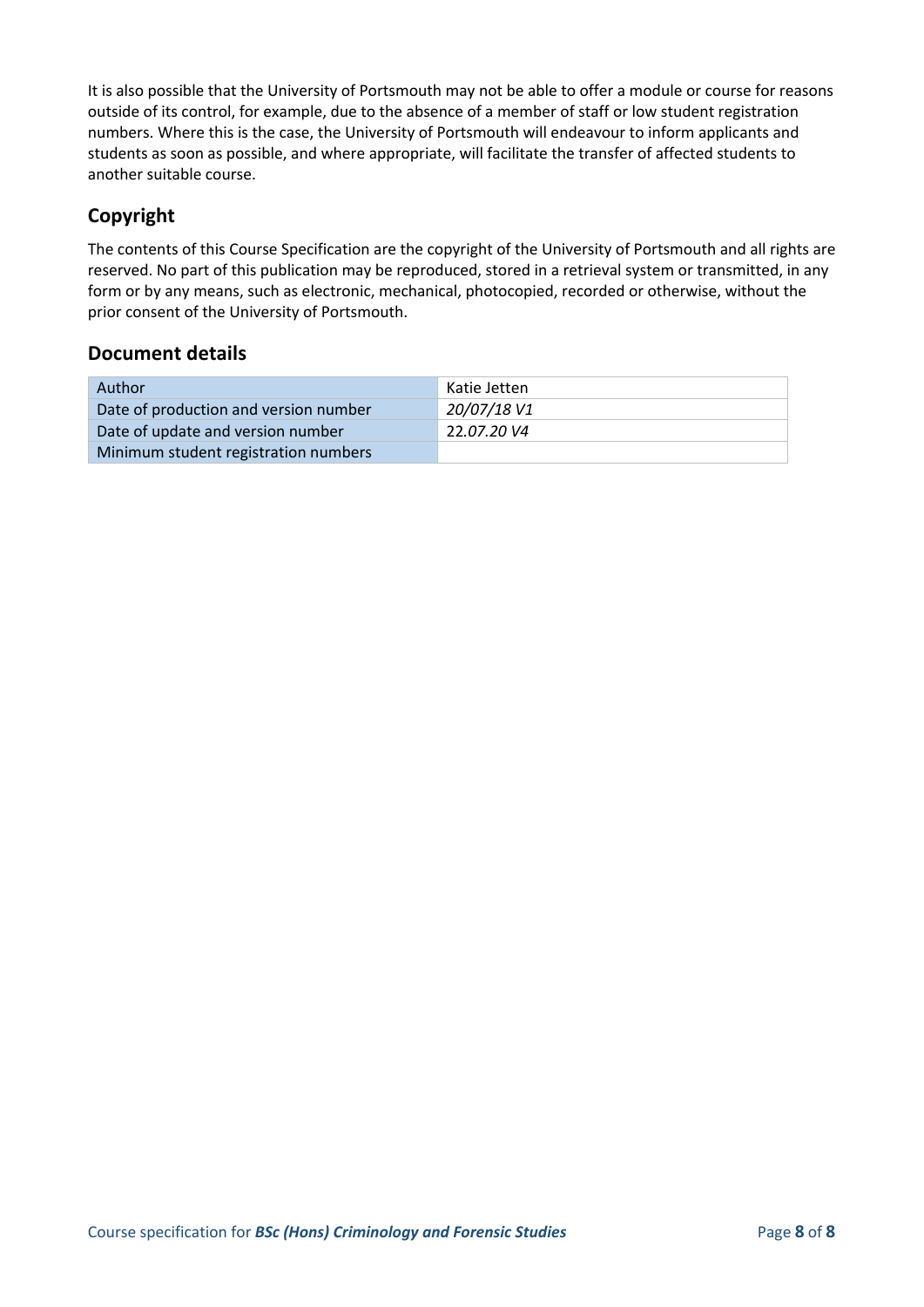It is also possible that the University of Portsmouth may not be able to offer a module or course for reasons outside of its control, for example, due to the absence of a member of staff or low student registration numbers. Where this is the case, the University of Portsmouth will endeavour to inform applicants and students as soon as possible, and where appropriate, will facilitate the transfer of affected students to another suitable course.

## Copyright

The contents of this Course Specification are the copyright of the University of Portsmouth and all rights are reserved. No part of this publication may be reproduced, stored in a retrieval system or transmitted, in any form or by any means, such as electronic, mechanical, photocopied, recorded or otherwise, without the prior consent of the University of Portsmouth.

## Document details

| | |
|---|---|
| Author | Katie Jetten |
| Date of production and version number | *20/07/18 V1* |
| Date of update and version number | 22.*07.20 V4* |
| Minimum student registration numbers | |